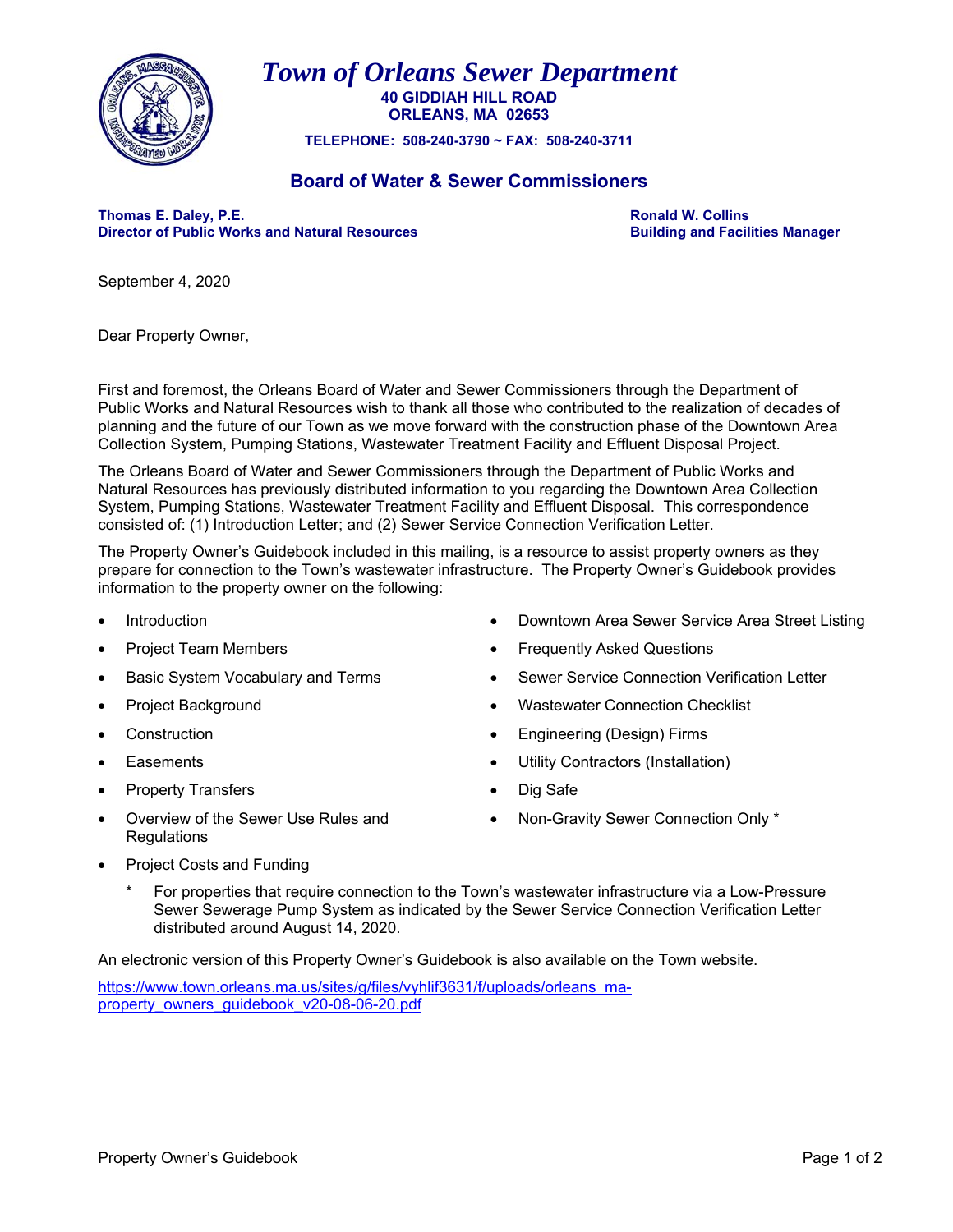# *Town of Orleans Sewer Department*

**40 GIDDIAH HILL ROAD**
**ORLEANS, MA 02653**

**TELEPHONE: 508-240-3790 ~ FAX: 508-240-3711**

## Board of Water & Sewer Commissioners

**Thomas E. Daley, P.E.**
**Director of Public Works and Natural Resources**

**Ronald W. Collins**
**Building and Facilities Manager**

September 4, 2020

Dear Property Owner,

First and foremost, the Orleans Board of Water and Sewer Commissioners through the Department of Public Works and Natural Resources wish to thank all those who contributed to the realization of decades of planning and the future of our Town as we move forward with the construction phase of the Downtown Area Collection System, Pumping Stations, Wastewater Treatment Facility and Effluent Disposal Project.

The Orleans Board of Water and Sewer Commissioners through the Department of Public Works and Natural Resources has previously distributed information to you regarding the Downtown Area Collection System, Pumping Stations, Wastewater Treatment Facility and Effluent Disposal. This correspondence consisted of: (1) Introduction Letter; and (2) Sewer Service Connection Verification Letter.

The Property Owner's Guidebook included in this mailing, is a resource to assist property owners as they prepare for connection to the Town's wastewater infrastructure. The Property Owner's Guidebook provides information to the property owner on the following:

- Introduction
- Project Team Members
- Basic System Vocabulary and Terms
- Project Background
- Construction
- Easements
- Property Transfers
- Overview of the Sewer Use Rules and Regulations
- Project Costs and Funding
- Downtown Area Sewer Service Area Street Listing
- Frequently Asked Questions
- Sewer Service Connection Verification Letter
- Wastewater Connection Checklist
- Engineering (Design) Firms
- Utility Contractors (Installation)
- Dig Safe
- Non-Gravity Sewer Connection Only *

\* For properties that require connection to the Town's wastewater infrastructure via a Low-Pressure Sewer Sewerage Pump System as indicated by the Sewer Service Connection Verification Letter distributed around August 14, 2020.

An electronic version of this Property Owner's Guidebook is also available on the Town website.

https://www.town.orleans.ma.us/sites/g/files/vyhlif3631/f/uploads/orleans_ma-property_owners_guidebook_v20-08-06-20.pdf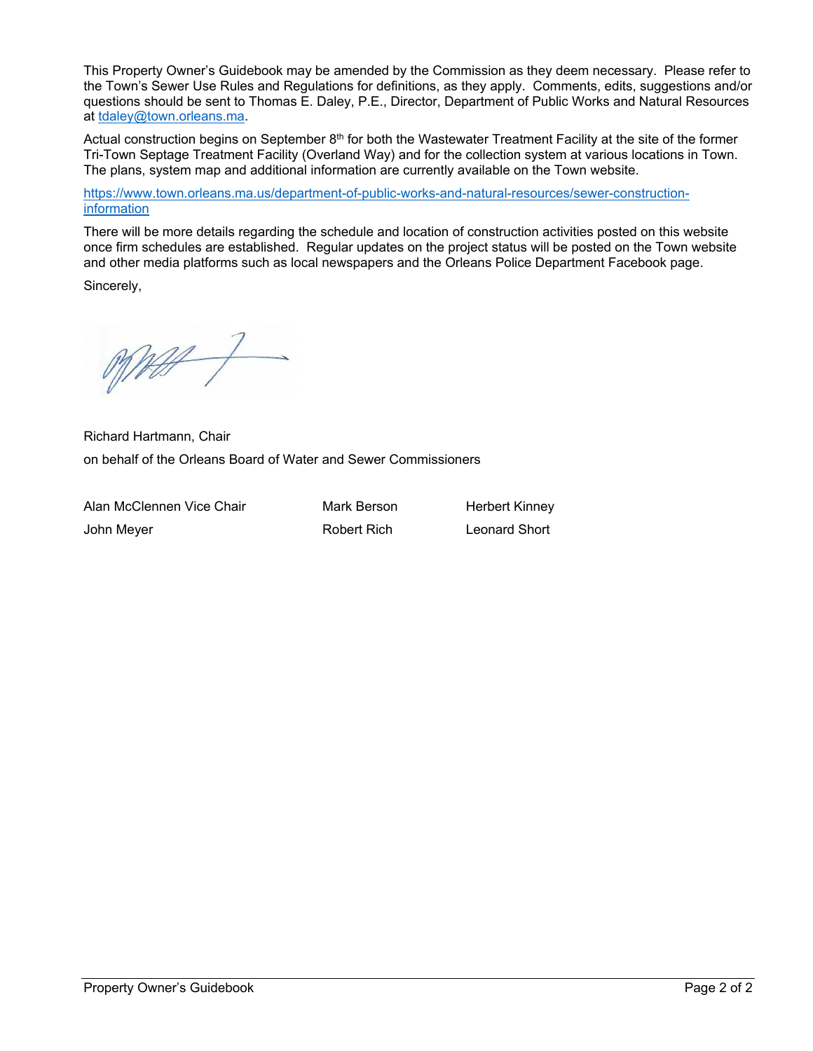This Property Owner's Guidebook may be amended by the Commission as they deem necessary. Please refer to the Town's Sewer Use Rules and Regulations for definitions, as they apply. Comments, edits, suggestions and/or questions should be sent to Thomas E. Daley, P.E., Director, Department of Public Works and Natural Resources at tdaley@town.orleans.ma.

Actual construction begins on September 8th for both the Wastewater Treatment Facility at the site of the former Tri-Town Septage Treatment Facility (Overland Way) and for the collection system at various locations in Town. The plans, system map and additional information are currently available on the Town website.

https://www.town.orleans.ma.us/department-of-public-works-and-natural-resources/sewer-construction-information

There will be more details regarding the schedule and location of construction activities posted on this website once firm schedules are established. Regular updates on the project status will be posted on the Town website and other media platforms such as local newspapers and the Orleans Police Department Facebook page.

Sincerely,

Richard Hartmann, Chair

on behalf of the Orleans Board of Water and Sewer Commissioners

| | | |
|---|---|---|
| Alan McClennen Vice Chair | Mark Berson | Herbert Kinney |
| John Meyer | Robert Rich | Leonard Short |